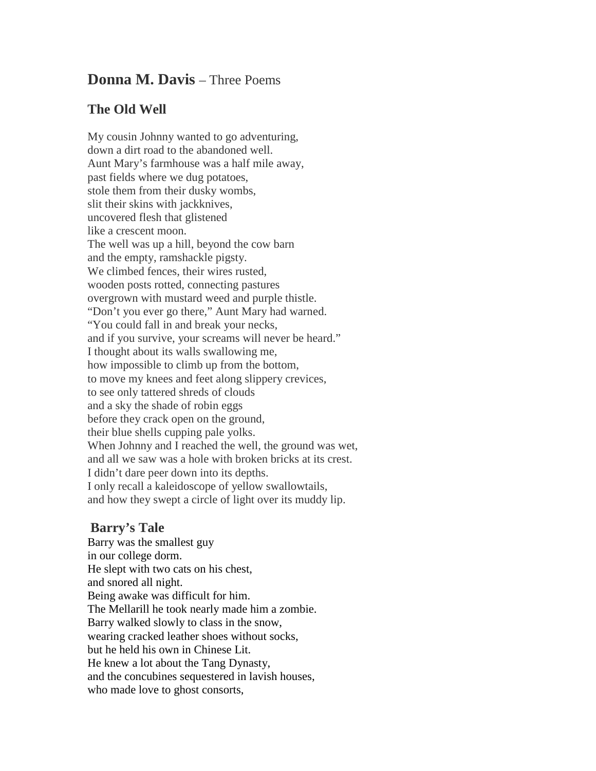# **Donna M. Davis** – Three Poems

## The Old Well

My cousin Johnny wanted to go adventuring,  
down a dirt road to the abandoned well.  
Aunt Mary's farmhouse was a half mile away,  
past fields where we dug potatoes,  
stole them from their dusky wombs,  
slit their skins with jackknives,  
uncovered flesh that glistened  
like a crescent moon.  
The well was up a hill, beyond the cow barn  
and the empty, ramshackle pigsty.  
We climbed fences, their wires rusted,  
wooden posts rotted, connecting pastures  
overgrown with mustard weed and purple thistle.  
"Don't you ever go there," Aunt Mary had warned.  
"You could fall in and break your necks,  
and if you survive, your screams will never be heard."  
I thought about its walls swallowing me,  
how impossible to climb up from the bottom,  
to move my knees and feet along slippery crevices,  
to see only tattered shreds of clouds  
and a sky the shade of robin eggs  
before they crack open on the ground,  
their blue shells cupping pale yolks.  
When Johnny and I reached the well, the ground was wet,  
and all we saw was a hole with broken bricks at its crest.  
I didn't dare peer down into its depths.  
I only recall a kaleidoscope of yellow swallowtails,  
and how they swept a circle of light over its muddy lip.

## Barry's Tale

Barry was the smallest guy  
in our college dorm.  
He slept with two cats on his chest,  
and snored all night.  
Being awake was difficult for him.  
The Mellarill he took nearly made him a zombie.  
Barry walked slowly to class in the snow,  
wearing cracked leather shoes without socks,  
but he held his own in Chinese Lit.  
He knew a lot about the Tang Dynasty,  
and the concubines sequestered in lavish houses,  
who made love to ghost consorts,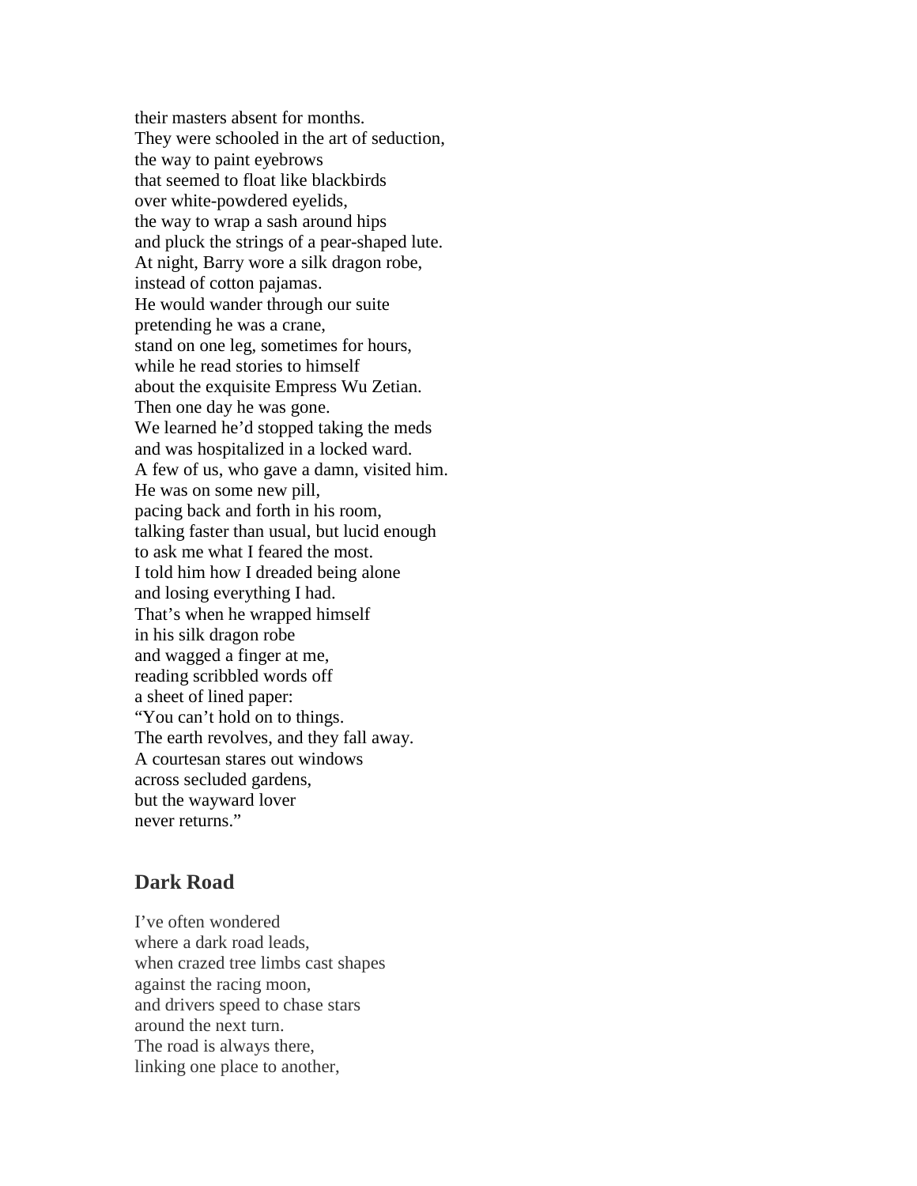their masters absent for months.
They were schooled in the art of seduction,
the way to paint eyebrows
that seemed to float like blackbirds
over white-powdered eyelids,
the way to wrap a sash around hips
and pluck the strings of a pear-shaped lute.
At night, Barry wore a silk dragon robe,
instead of cotton pajamas.
He would wander through our suite
pretending he was a crane,
stand on one leg, sometimes for hours,
while he read stories to himself
about the exquisite Empress Wu Zetian.
Then one day he was gone.
We learned he'd stopped taking the meds
and was hospitalized in a locked ward.
A few of us, who gave a damn, visited him.
He was on some new pill,
pacing back and forth in his room,
talking faster than usual, but lucid enough
to ask me what I feared the most.
I told him how I dreaded being alone
and losing everything I had.
That's when he wrapped himself
in his silk dragon robe
and wagged a finger at me,
reading scribbled words off
a sheet of lined paper:
"You can't hold on to things.
The earth revolves, and they fall away.
A courtesan stares out windows
across secluded gardens,
but the wayward lover
never returns."

## Dark Road

I've often wondered
where a dark road leads,
when crazed tree limbs cast shapes
against the racing moon,
and drivers speed to chase stars
around the next turn.
The road is always there,
linking one place to another,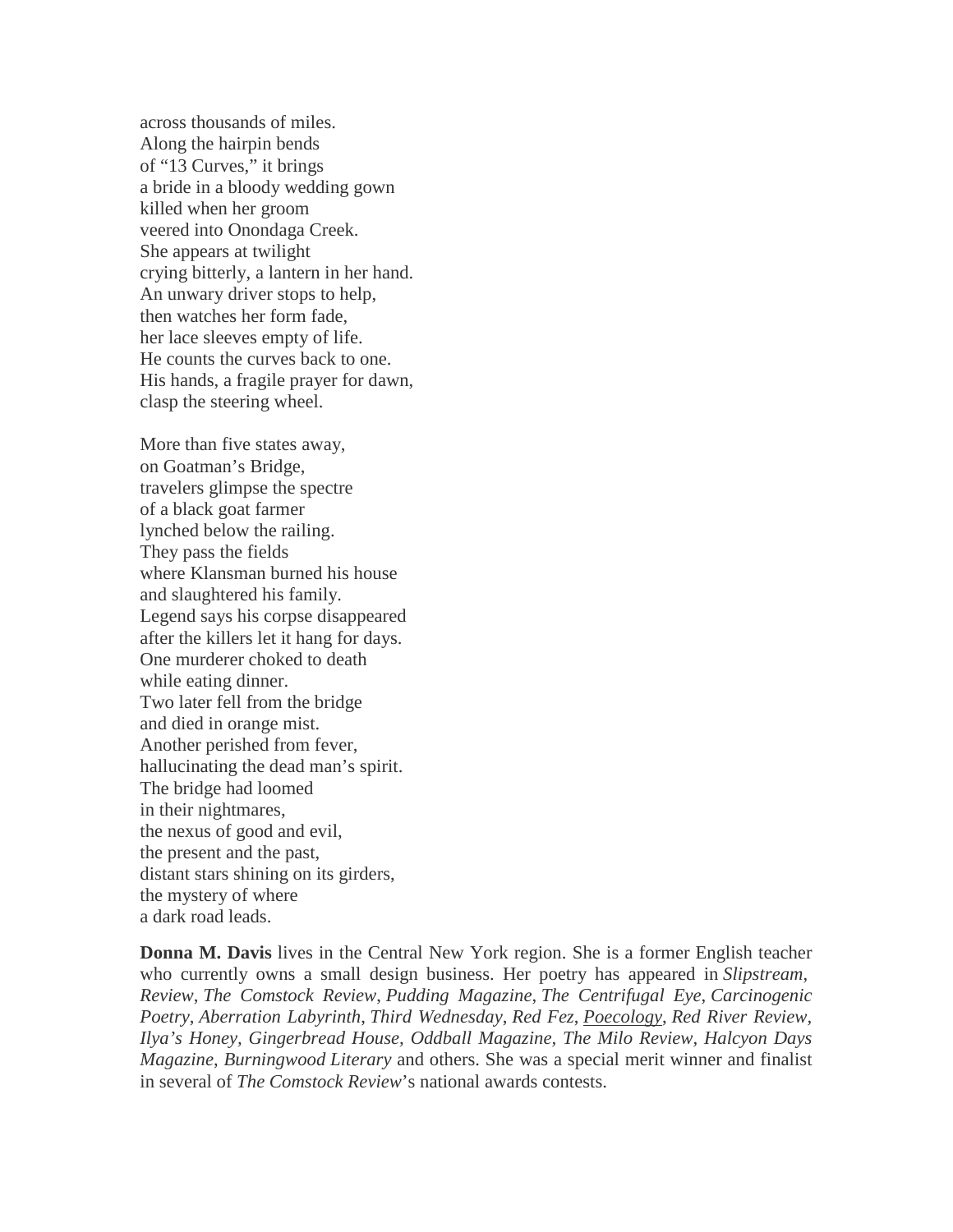across thousands of miles.
Along the hairpin bends
of "13 Curves," it brings
a bride in a bloody wedding gown
killed when her groom
veered into Onondaga Creek.
She appears at twilight
crying bitterly, a lantern in her hand.
An unwary driver stops to help,
then watches her form fade,
her lace sleeves empty of life.
He counts the curves back to one.
His hands, a fragile prayer for dawn,
clasp the steering wheel.

More than five states away,
on Goatman's Bridge,
travelers glimpse the spectre
of a black goat farmer
lynched below the railing.
They pass the fields
where Klansman burned his house
and slaughtered his family.
Legend says his corpse disappeared
after the killers let it hang for days.
One murderer choked to death
while eating dinner.
Two later fell from the bridge
and died in orange mist.
Another perished from fever,
hallucinating the dead man's spirit.
The bridge had loomed
in their nightmares,
the nexus of good and evil,
the present and the past,
distant stars shining on its girders,
the mystery of where
a dark road leads.

**Donna M. Davis** lives in the Central New York region. She is a former English teacher who currently owns a small design business. Her poetry has appeared in *Slipstream*, *Review*, *The Comstock Review*, *Pudding Magazine*, *The Centrifugal Eye*, *Carcinogenic Poetry*, *Aberration Labyrinth*, *Third Wednesday*, *Red Fez*, *Poecology*, *Red River Review*, *Ilya's Honey*, *Gingerbread House*, *Oddball Magazine*, *The Milo Review*, *Halcyon Days Magazine*, *Burningwood Literary* and others. She was a special merit winner and finalist in several of *The Comstock Review*'s national awards contests.